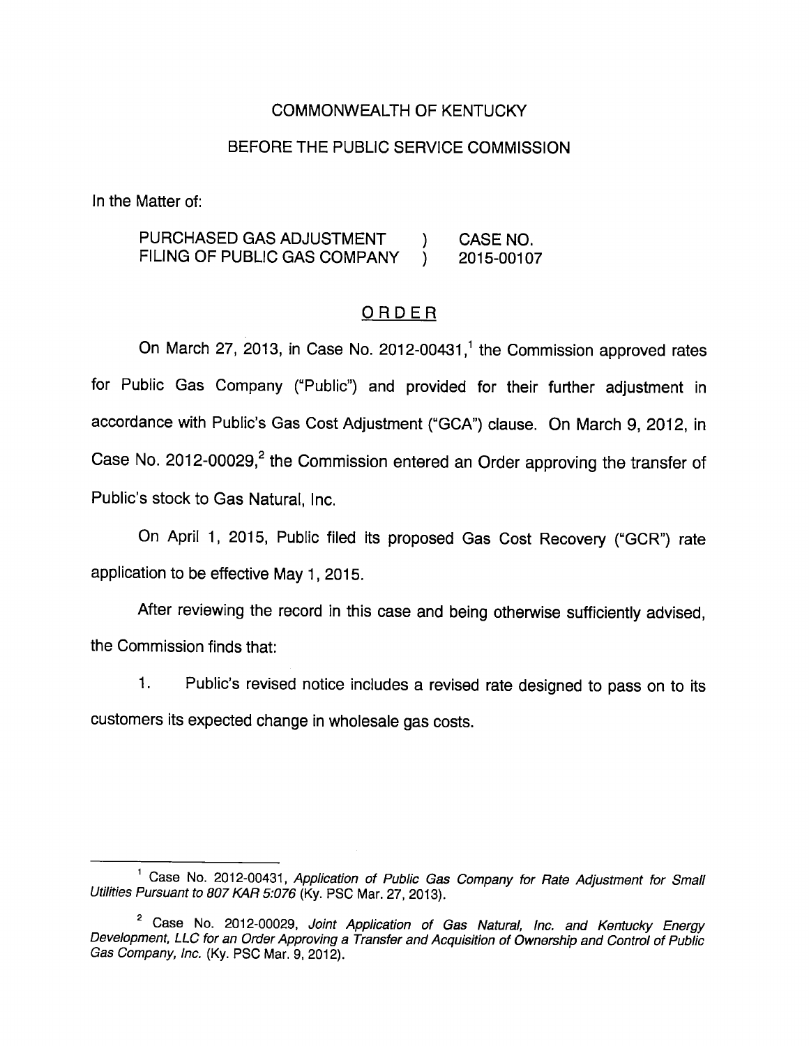COMMONWEALTH OF KENTUCKY

BEFORE THE PUBLIC SERVICE COMMISSION

In the Matter of:

PURCHASED GAS ADJUSTMENT FILING OF PUBLIC GAS COMPANY ) CASE NO. 2015-00107

## ORDER

On March 27, 2013, in Case No. 2012-00431,[1] the Commission approved rates for Public Gas Company ("Public") and provided for their further adjustment in accordance with Public's Gas Cost Adjustment ("GCA") clause. On March 9, 2012, in Case No. 2012-00029,[2] the Commission entered an Order approving the transfer of Public's stock to Gas Natural, Inc.

On April 1, 2015, Public filed its proposed Gas Cost Recovery ("GCR") rate application to be effective May 1, 2015.

After reviewing the record in this case and being otherwise sufficiently advised, the Commission finds that:

1. Public's revised notice includes a revised rate designed to pass on to its customers its expected change in wholesale gas costs.

---

[1] Case No. 2012-00431, *Application of Public Gas Company for Rate Adjustment for Small Utilities Pursuant to 807 KAR 5:076* (Ky. PSC Mar. 27, 2013).

[2] Case No. 2012-00029, *Joint Application of Gas Natural, Inc. and Kentucky Energy Development, LLC for an Order Approving a Transfer and Acquisition of Ownership and Control of Public Gas Company, Inc.* (Ky. PSC Mar. 9, 2012).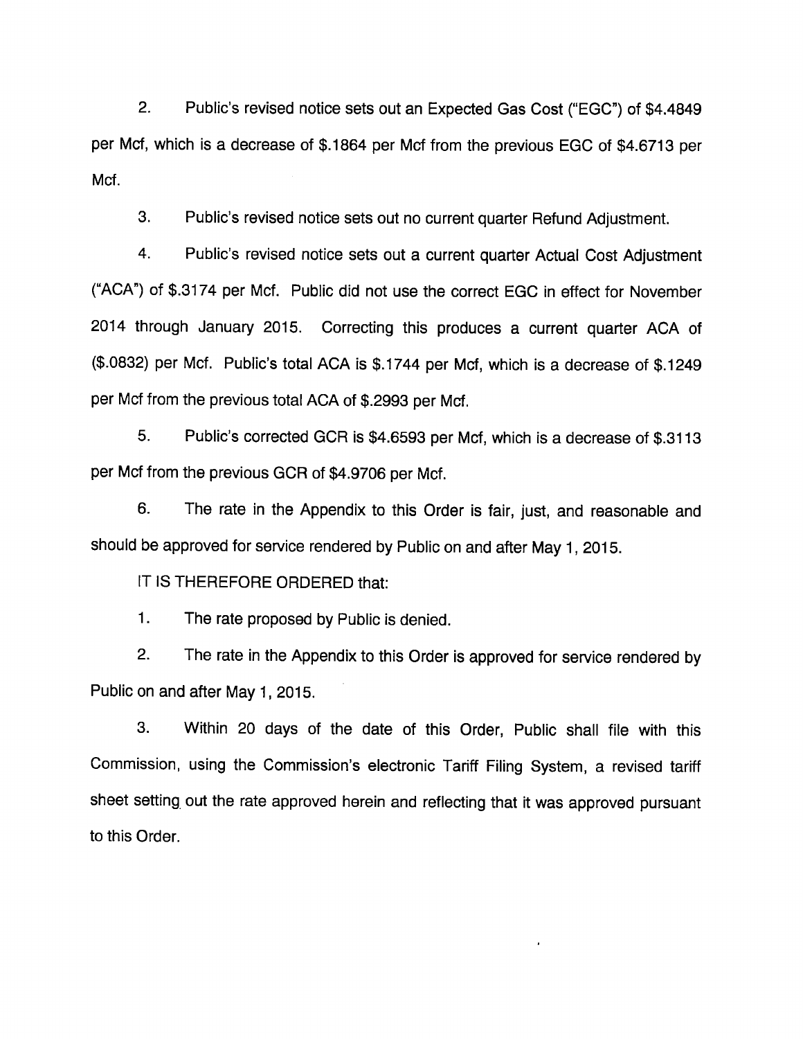2. Public's revised notice sets out an Expected Gas Cost ("EGC") of $4.4849 per Mcf, which is a decrease of $.1864 per Mcf from the previous EGC of $4.6713 per Mcf.

3. Public's revised notice sets out no current quarter Refund Adjustment.

4. Public's revised notice sets out a current quarter Actual Cost Adjustment ("ACA") of $.3174 per Mcf. Public did not use the correct EGC in effect for November 2014 through January 2015. Correcting this produces a current quarter ACA of ($.0832) per Mcf. Public's total ACA is $.1744 per Mcf, which is a decrease of $.1249 per Mcf from the previous total ACA of $.2993 per Mcf.

5. Public's corrected GCR is $4.6593 per Mcf, which is a decrease of $.3113 per Mcf from the previous GCR of $4.9706 per Mcf.

6. The rate in the Appendix to this Order is fair, just, and reasonable and should be approved for service rendered by Public on and after May 1, 2015.

IT IS THEREFORE ORDERED that:

1. The rate proposed by Public is denied.

2. The rate in the Appendix to this Order is approved for service rendered by Public on and after May 1, 2015.

3. Within 20 days of the date of this Order, Public shall file with this Commission, using the Commission's electronic Tariff Filing System, a revised tariff sheet setting out the rate approved herein and reflecting that it was approved pursuant to this Order.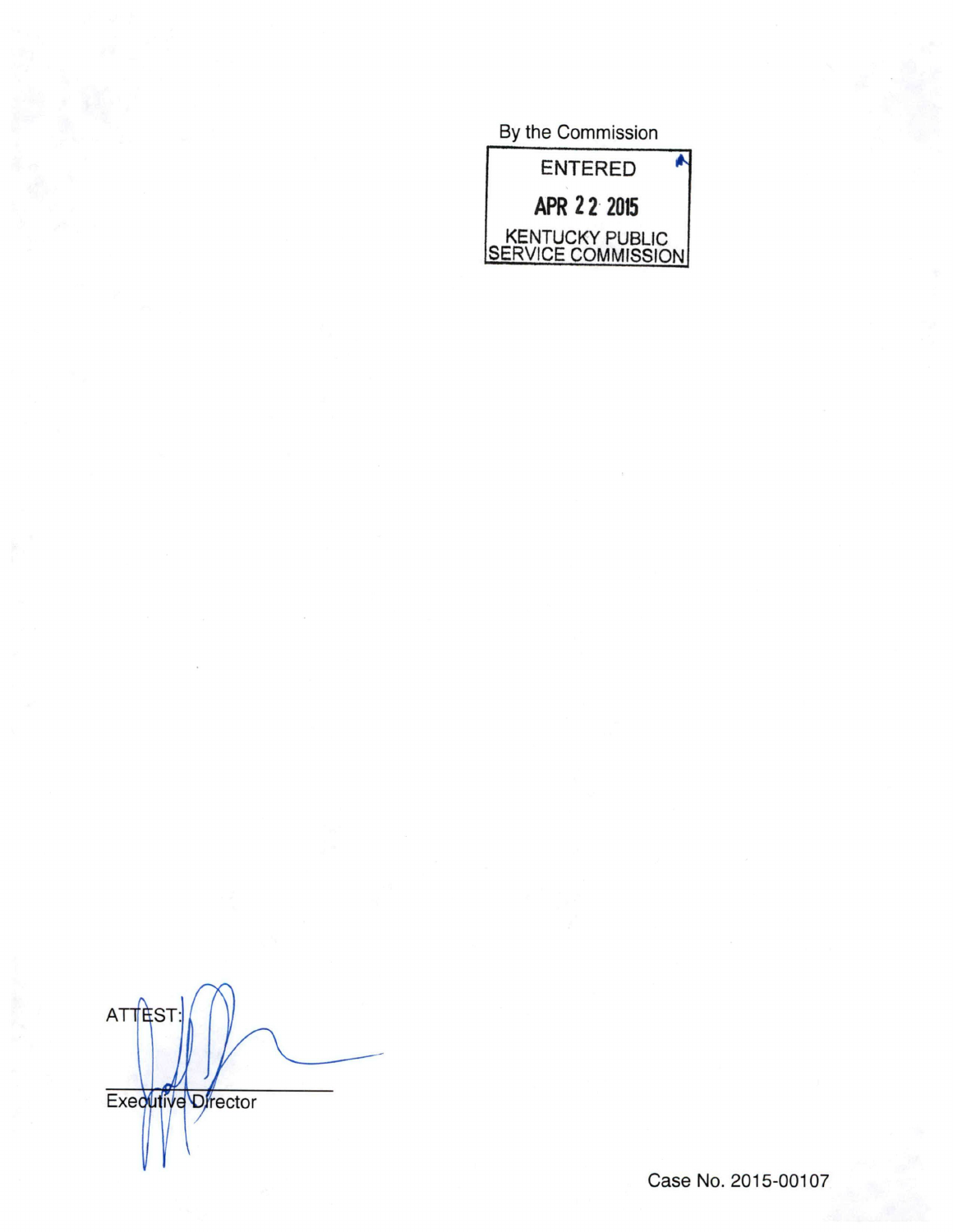By the Commission

ENTERED

APR 22 2015

KENTUCKY PUBLIC SERVICE COMMISSION

ATTEST:

Executive Director

Case No. 2015-00107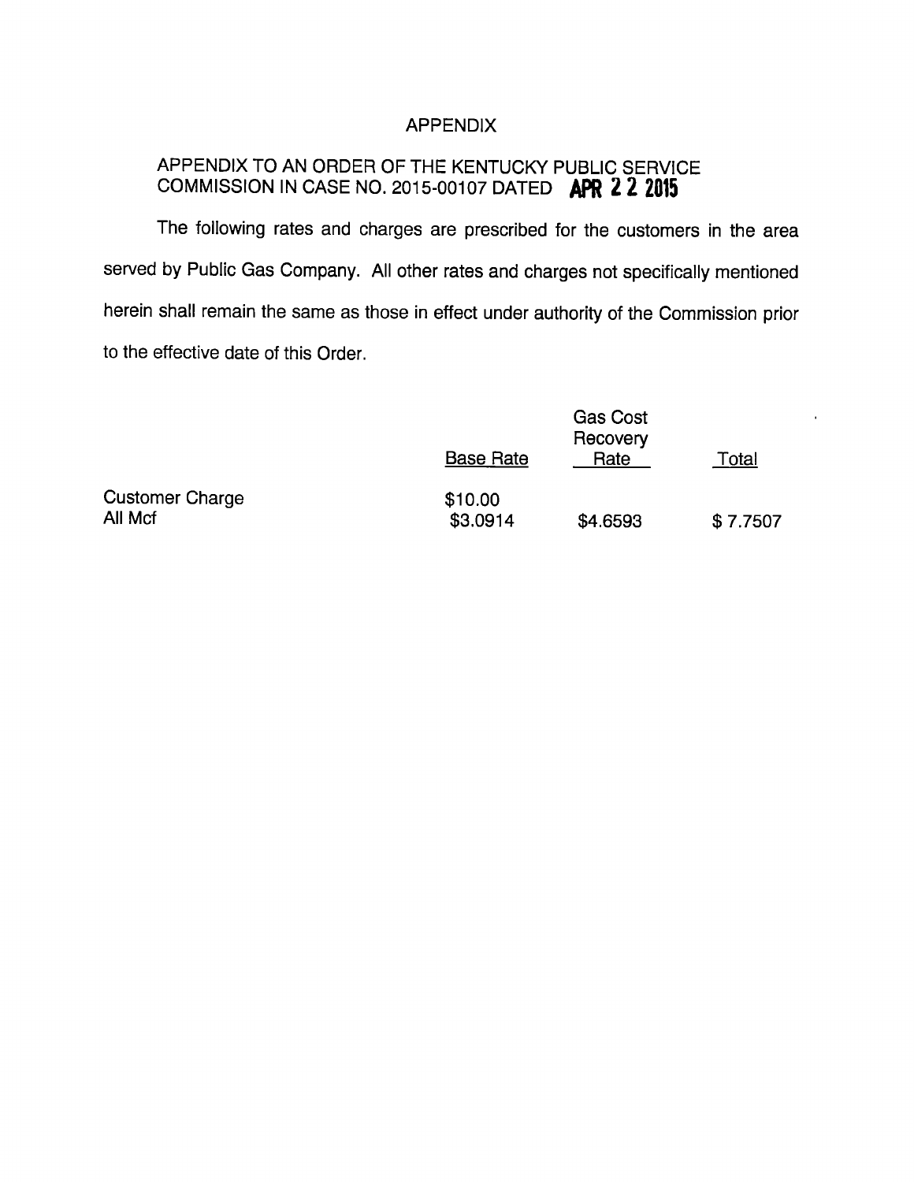# APPENDIX

## APPENDIX TO AN ORDER OF THE KENTUCKY PUBLIC SERVICE COMMISSION IN CASE NO. 2015-00107 DATED **APR 22 2015**

The following rates and charges are prescribed for the customers in the area served by Public Gas Company. All other rates and charges not specifically mentioned herein shall remain the same as those in effect under authority of the Commission prior to the effective date of this Order.

| | Base Rate | Gas Cost Recovery Rate | Total |
|---|---|---|---|
| Customer Charge | $10.00 | | |
| All Mcf | $3.0914 | $4.6593 | $ 7.7507 |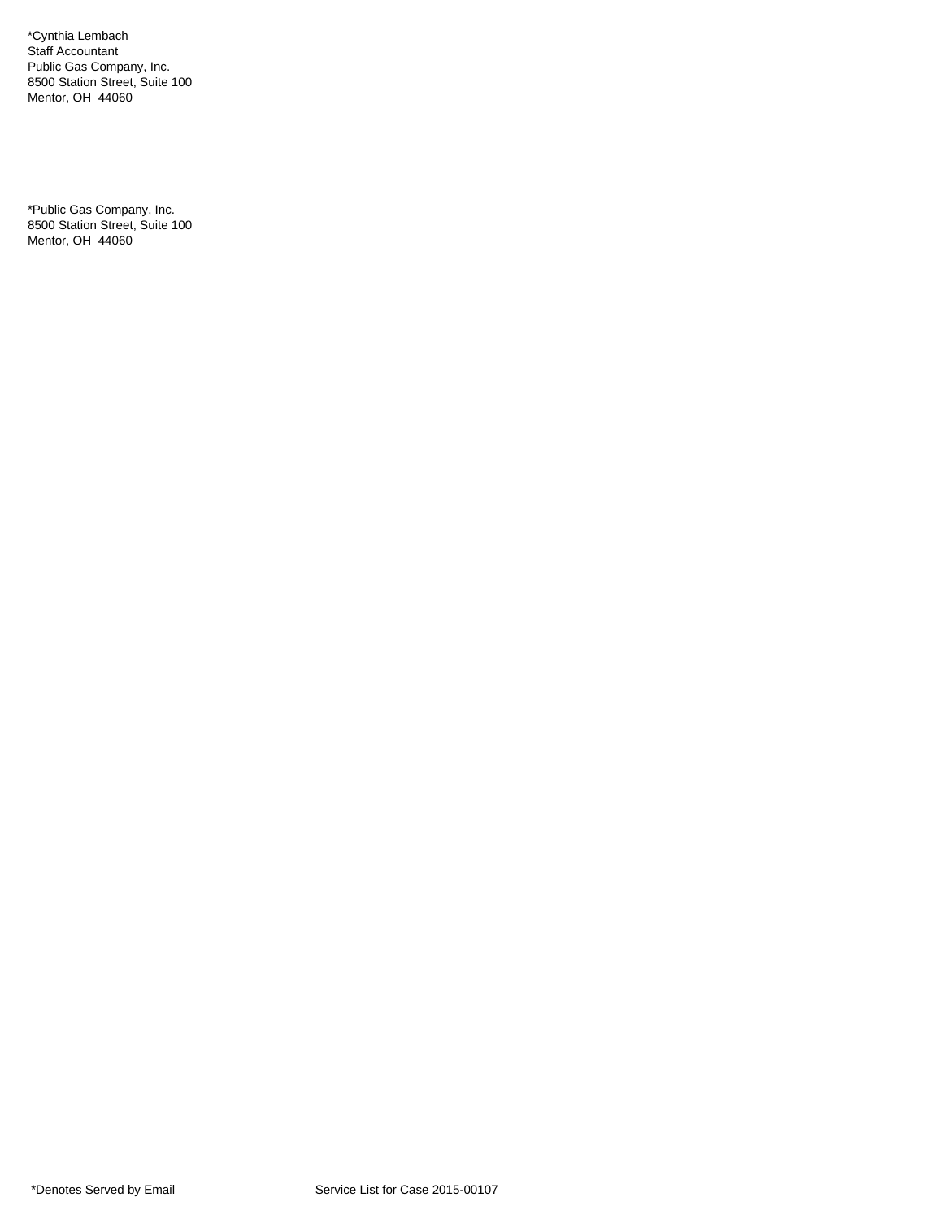*Cynthia Lembach
Staff Accountant
Public Gas Company, Inc.
8500 Station Street, Suite 100
Mentor, OH  44060

*Public Gas Company, Inc.
8500 Station Street, Suite 100
Mentor, OH  44060